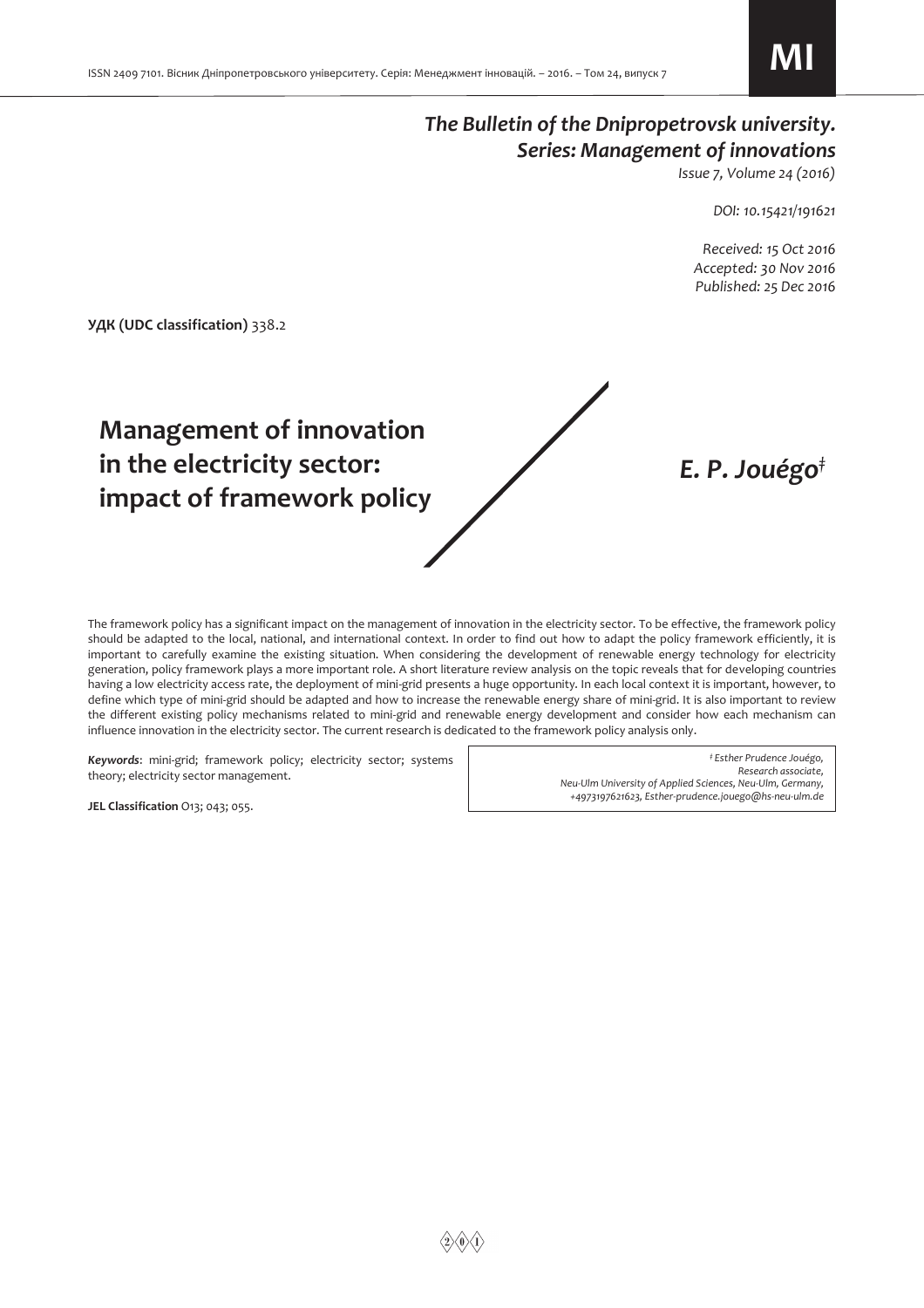*The Bulletin of the Dnipropetrovsk university. Series: Management of innovations*
*Issue 7, Volume 24 (2016)*

*DOI: 10.15421/191621*

*Received: 15 Oct 2016*
*Accepted: 30 Nov 2016*
*Published: 25 Dec 2016*

**УДК (UDC classification)** 338.2

# Management of innovation in the electricity sector: impact of framework policy

***E. P. Jouégo*[‡]**

The framework policy has a significant impact on the management of innovation in the electricity sector. To be effective, the framework policy should be adapted to the local, national, and international context. In order to find out how to adapt the policy framework efficiently, it is important to carefully examine the existing situation. When considering the development of renewable energy technology for electricity generation, policy framework plays a more important role. A short literature review analysis on the topic reveals that for developing countries having a low electricity access rate, the deployment of mini-grid presents a huge opportunity. In each local context it is important, however, to define which type of mini-grid should be adapted and how to increase the renewable energy share of mini-grid. It is also important to review the different existing policy mechanisms related to mini-grid and renewable energy development and consider how each mechanism can influence innovation in the electricity sector. The current research is dedicated to the framework policy analysis only.

***Keywords***: mini-grid; framework policy; electricity sector; systems theory; electricity sector management.

**JEL Classification** O13; 043; 055.

*[‡] Esther Prudence Jouégo, Research associate, Neu-Ulm University of Applied Sciences, Neu-Ulm, Germany, +4973197621623, Esther-prudence.jouego@hs-neu-ulm.de*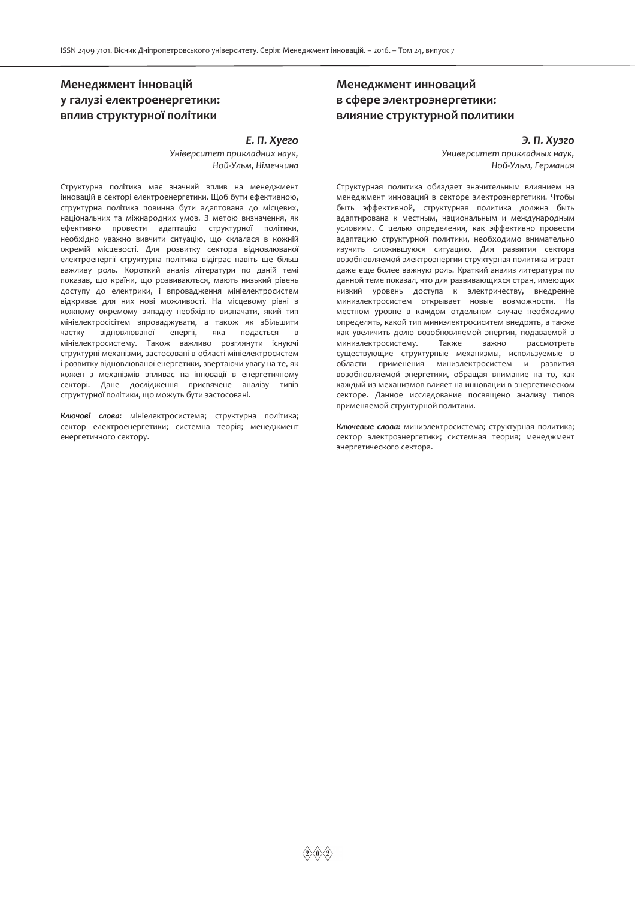## Менеджмент інновацій у галузі електроенергетики: вплив структурної політики

***Е. П. Хуего***

*Університет прикладних наук, Ной-Ульм, Німеччина*

Структурна політика має значний вплив на менеджмент інновацій в секторі електроенергетики. Щоб бути ефективною, структурна політика повинна бути адаптована до місцевих, національних та міжнародних умов. З метою визначення, як ефективно провести адаптацію структурної політики, необхідно уважно вивчити ситуацію, що склалася в кожній окремій місцевості. Для розвитку сектора відновлюваної електроенергії структурна політика відіграє навіть ще більш важливу роль. Короткий аналіз літератури по даній темі показав, що країни, що розвиваються, мають низький рівень доступу до електрики, і впровадження мініелектросистем відкриває для них нові можливості. На місцевому рівні в кожному окремому випадку необхідно визначати, який тип мініелектросісітем впроваджувати, а також як збільшити частку відновлюваної енергії, яка подається в мініелектросистему. Також важливо розглянути існуючі структурні механізми, застосовані в області мініелектросистем і розвитку відновлюваної енергетики, звертаючи увагу на те, як кожен з механізмів впливає на інновації в енергетичному секторі. Дане дослідження присвячене аналізу типів структурної політики, що можуть бути застосовані.

***Ключові слова:*** мініелектросистема; структурна політика; сектор електроенергетики; системна теорія; менеджмент енергетичного сектору.

## Менеджмент инноваций в сфере электроэнергетики: влияние структурной политики

***Э. П. Хуэго***

*Университет прикладных наук, Ной-Ульм, Германия*

Структурная политика обладает значительным влиянием на менеджмент инноваций в секторе электроэнергетики. Чтобы быть эффективной, структурная политика должна быть адаптирована к местным, национальным и международным условиям. С целью определения, как эффективно провести адаптацию структурной политики, необходимо внимательно изучить сложившуюся ситуацию. Для развития сектора возобновляемой электроэнергии структурная политика играет даже еще более важную роль. Краткий анализ литературы по данной теме показал, что для развивающихся стран, имеющих низкий уровень доступа к электричеству, внедрение миниэлектросистем открывает новые возможности. На местном уровне в каждом отдельном случае необходимо определять, какой тип миниэлектросиситем внедрять, а также как увеличить долю возобновляемой энергии, подаваемой в миниэлектросистему. Также важно рассмотреть существующие структурные механизмы, используемые в области применения миниэлектросистем и развития возобновляемой энергетики, обращая внимание на то, как каждый из механизмов влияет на инновации в энергетическом секторе. Данное исследование посвящено анализу типов применяемой структурной политики.

***Ключевые слова:*** миниэлектросистема; структурная политика; сектор электроэнергетики; системная теория; менеджмент энергетического сектора.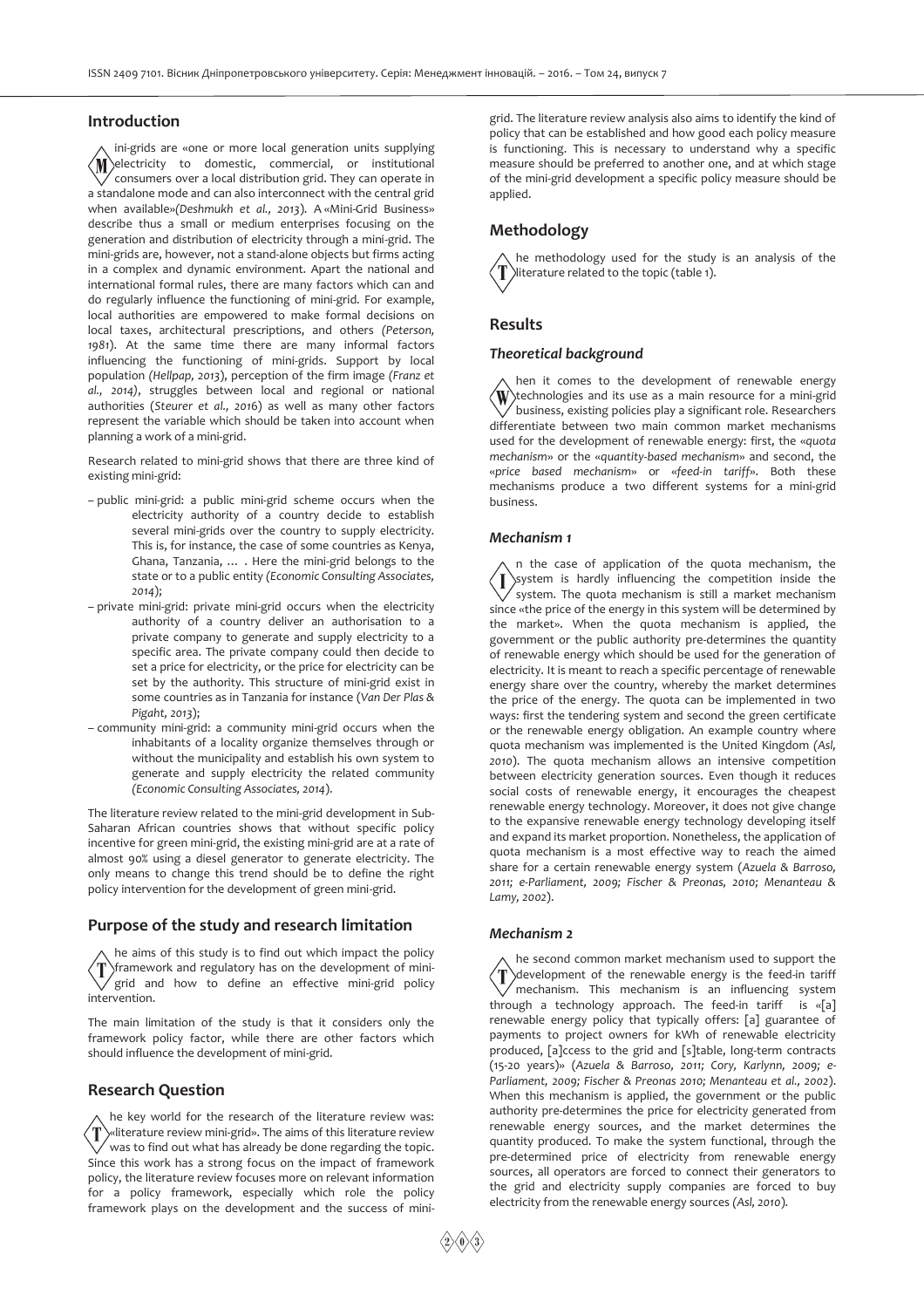## Introduction

Mini-grids are «one or more local generation units supplying electricity to domestic, commercial, or institutional consumers over a local distribution grid. They can operate in a standalone mode and can also interconnect with the central grid when available»*(Deshmukh et al., 2013)*. A «Mini-Grid Business» describe thus a small or medium enterprises focusing on the generation and distribution of electricity through a mini-grid. The mini-grids are, however, not a stand-alone objects but firms acting in a complex and dynamic environment. Apart the national and international formal rules, there are many factors which can and do regularly influence the functioning of mini-grid. For example, local authorities are empowered to make formal decisions on local taxes, architectural prescriptions, and others *(Peterson, 1981)*. At the same time there are many informal factors influencing the functioning of mini-grids. Support by local population *(Hellpap, 2013)*, perception of the firm image *(Franz et al., 2014)*, struggles between local and regional or national authorities (*Steurer et al., 2016*) as well as many other factors represent the variable which should be taken into account when planning a work of a mini-grid.

Research related to mini-grid shows that there are three kind of existing mini-grid:

– public mini-grid: a public mini-grid scheme occurs when the electricity authority of a country decide to establish several mini-grids over the country to supply electricity. This is, for instance, the case of some countries as Kenya, Ghana, Tanzania, … . Here the mini-grid belongs to the state or to a public entity *(Economic Consulting Associates, 2014)*;

– private mini-grid: private mini-grid occurs when the electricity authority of a country deliver an authorisation to a private company to generate and supply electricity to a specific area. The private company could then decide to set a price for electricity, or the price for electricity can be set by the authority. This structure of mini-grid exist in some countries as in Tanzania for instance (*Van Der Plas & Pigaht, 2013*);

– community mini-grid: a community mini-grid occurs when the inhabitants of a locality organize themselves through or without the municipality and establish his own system to generate and supply electricity the related community *(Economic Consulting Associates, 2014)*.

The literature review related to the mini-grid development in Sub-Saharan African countries shows that without specific policy incentive for green mini-grid, the existing mini-grid are at a rate of almost 90% using a diesel generator to generate electricity. The only means to change this trend should be to define the right policy intervention for the development of green mini-grid.

## Purpose of the study and research limitation

The aims of this study is to find out which impact the policy framework and regulatory has on the development of mini-grid and how to define an effective mini-grid policy intervention.

The main limitation of the study is that it considers only the framework policy factor, while there are other factors which should influence the development of mini-grid.

## Research Question

The key world for the research of the literature review was: «literature review mini-grid». The aims of this literature review was to find out what has already be done regarding the topic. Since this work has a strong focus on the impact of framework policy, the literature review focuses more on relevant information for a policy framework, especially which role the policy framework plays on the development and the success of mini-grid. The literature review analysis also aims to identify the kind of policy that can be established and how good each policy measure is functioning. This is necessary to understand why a specific measure should be preferred to another one, and at which stage of the mini-grid development a specific policy measure should be applied.

## Methodology

The methodology used for the study is an analysis of the literature related to the topic (table 1).

## Results

### *Theoretical background*

When it comes to the development of renewable energy technologies and its use as a main resource for a mini-grid business, existing policies play a significant role. Researchers differentiate between two main common market mechanisms used for the development of renewable energy: first, the «*quota mechanism*» or the «*quantity-based mechanism*» and second, the «*price based mechanism*» or «*feed-in tariff*». Both these mechanisms produce a two different systems for a mini-grid business.

### *Mechanism 1*

In the case of application of the quota mechanism, the system is hardly influencing the competition inside the system. The quota mechanism is still a market mechanism since «the price of the energy in this system will be determined by the market». When the quota mechanism is applied, the government or the public authority pre-determines the quantity of renewable energy which should be used for the generation of electricity. It is meant to reach a specific percentage of renewable energy share over the country, whereby the market determines the price of the energy. The quota can be implemented in two ways: first the tendering system and second the green certificate or the renewable energy obligation. An example country where quota mechanism was implemented is the United Kingdom *(Asl, 2010)*. The quota mechanism allows an intensive competition between electricity generation sources. Even though it reduces social costs of renewable energy, it encourages the cheapest renewable energy technology. Moreover, it does not give change to the expansive renewable energy technology developing itself and expand its market proportion. Nonetheless, the application of quota mechanism is a most effective way to reach the aimed share for a certain renewable energy system (*Azuela & Barroso, 2011; e-Parliament, 2009; Fischer & Preonas, 2010; Menanteau & Lamy, 2002*).

### *Mechanism 2*

The second common market mechanism used to support the development of the renewable energy is the feed-in tariff mechanism. This mechanism is an influencing system through a technology approach. The feed-in tariff is «[a] renewable energy policy that typically offers: [a] guarantee of payments to project owners for kWh of renewable electricity produced, [a]ccess to the grid and [s]table, long-term contracts (15-20 years)» (*Azuela & Barroso, 2011; Cory, Karlynn, 2009; e-Parliament, 2009; Fischer & Preonas 2010; Menanteau et al., 2002*). When this mechanism is applied, the government or the public authority pre-determines the price for electricity generated from renewable energy sources, and the market determines the quantity produced. To make the system functional, through the pre-determined price of electricity from renewable energy sources, all operators are forced to connect their generators to the grid and electricity supply companies are forced to buy electricity from the renewable energy sources *(Asl, 2010)*.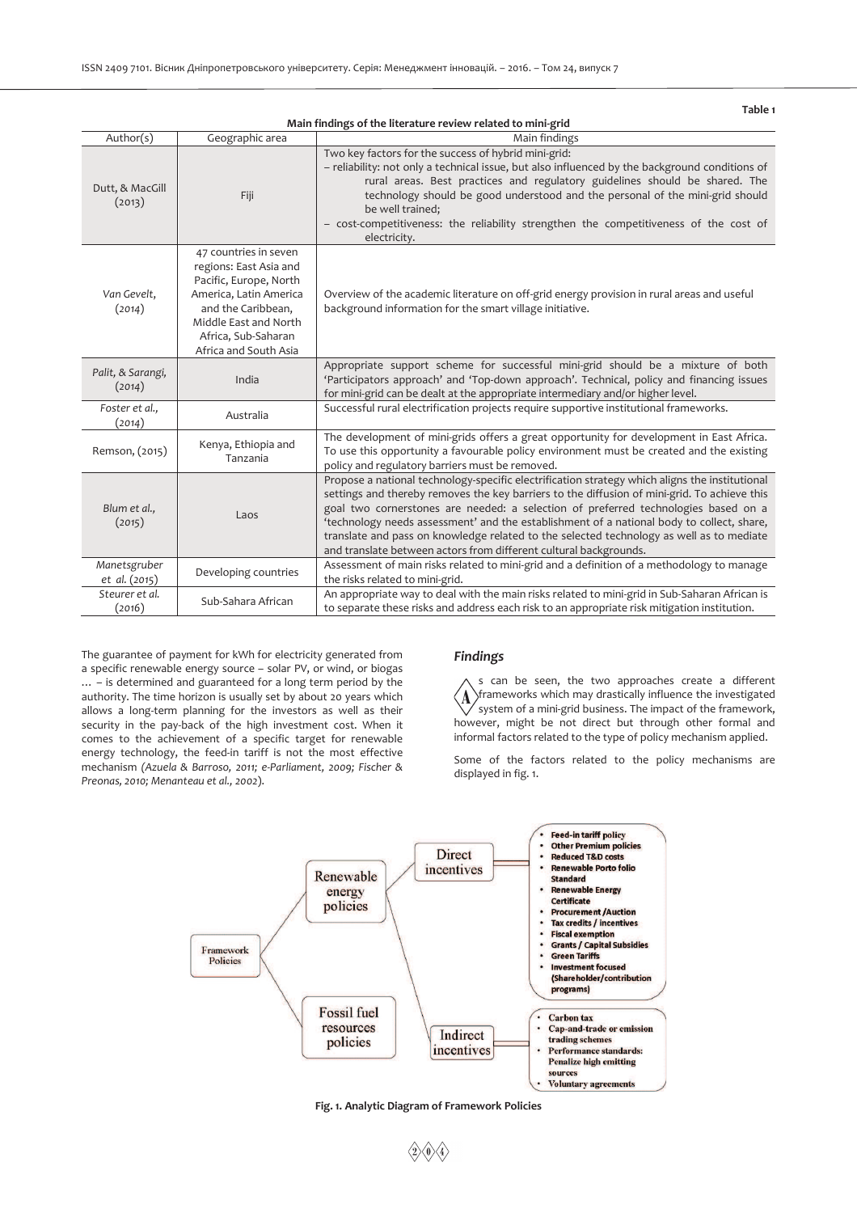Table 1

**Main findings of the literature review related to mini-grid**

| Author(s) | Geographic area | Main findings |
|---|---|---|
| Dutt, & MacGill (2013) | Fiji | Two key factors for the success of hybrid mini-grid:<br>– reliability: not only a technical issue, but also influenced by the background conditions of rural areas. Best practices and regulatory guidelines should be shared. The technology should be good understood and the personal of the mini-grid should be well trained;<br>– cost-competitiveness: the reliability strengthen the competitiveness of the cost of electricity. |
| *Van Gevelt, (2014)* | 47 countries in seven regions: East Asia and Pacific, Europe, North America, Latin America and the Caribbean, Middle East and North Africa, Sub-Saharan Africa and South Asia | Overview of the academic literature on off-grid energy provision in rural areas and useful background information for the smart village initiative. |
| *Palit, & Sarangi, (2014)* | India | Appropriate support scheme for successful mini-grid should be a mixture of both 'Participators approach' and 'Top-down approach'. Technical, policy and financing issues for mini-grid can be dealt at the appropriate intermediary and/or higher level. |
| *Foster et al., (2014)* | Australia | Successful rural electrification projects require supportive institutional frameworks. |
| Remson, (2015) | Kenya, Ethiopia and Tanzania | The development of mini-grids offers a great opportunity for development in East Africa. To use this opportunity a favourable policy environment must be created and the existing policy and regulatory barriers must be removed. |
| *Blum et al., (2015)* | Laos | Propose a national technology-specific electrification strategy which aligns the institutional settings and thereby removes the key barriers to the diffusion of mini-grid. To achieve this goal two cornerstones are needed: a selection of preferred technologies based on a 'technology needs assessment' and the establishment of a national body to collect, share, translate and pass on knowledge related to the selected technology as well as to mediate and translate between actors from different cultural backgrounds. |
| *Manetsgruber et al. (2015)* | Developing countries | Assessment of main risks related to mini-grid and a definition of a methodology to manage the risks related to mini-grid. |
| *Steurer et al. (2016)* | Sub-Sahara African | An appropriate way to deal with the main risks related to mini-grid in Sub-Saharan African is to separate these risks and address each risk to an appropriate risk mitigation institution. |

The guarantee of payment for kWh for electricity generated from a specific renewable energy source – solar PV, or wind, or biogas … – is determined and guaranteed for a long term period by the authority. The time horizon is usually set by about 20 years which allows a long-term planning for the investors as well as their security in the pay-back of the high investment cost. When it comes to the achievement of a specific target for renewable energy technology, the feed-in tariff is not the most effective mechanism *(Azuela & Barroso, 2011; e-Parliament, 2009; Fischer & Preonas, 2010; Menanteau et al., 2002)*.

### *Findings*

As can be seen, the two approaches create a different frameworks which may drastically influence the investigated system of a mini-grid business. The impact of the framework, however, might be not direct but through other formal and informal factors related to the type of policy mechanism applied.

Some of the factors related to the policy mechanisms are displayed in fig. 1.

Framework Policies → Renewable energy policies; Fossil fuel resources policies

Direct incentives:
- Feed-in tariff policy
- Other Premium policies
- Reduced T&D costs
- Renewable Porto folio Standard
- Renewable Energy Certificate
- Procurement /Auction
- Tax credits / incentives
- Fiscal exemption
- Grants / Capital Subsidies
- Green Tariffs
- Investment focused (Shareholder/contribution programs)

Indirect incentives:
- Carbon tax
- Cap-and-trade or emission trading schemes
- Performance standards: Penalize high emitting sources
- Voluntary agreements

**Fig. 1. Analytic Diagram of Framework Policies**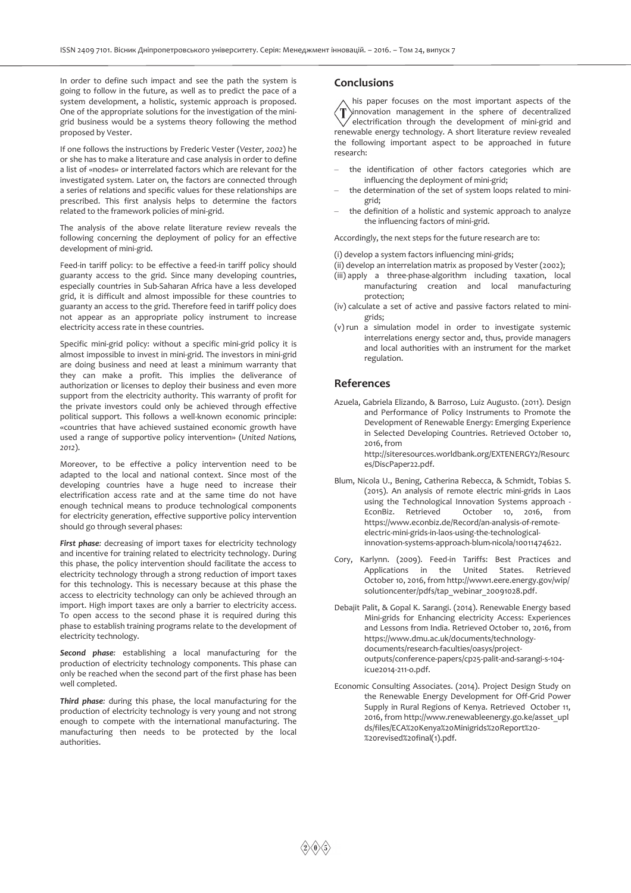In order to define such impact and see the path the system is going to follow in the future, as well as to predict the pace of a system development, a holistic, systemic approach is proposed. One of the appropriate solutions for the investigation of the mini-grid business would be a systems theory following the method proposed by Vester.

If one follows the instructions by Frederic Vester (*Vester, 2002*) he or she has to make a literature and case analysis in order to define a list of «nodes» or interrelated factors which are relevant for the investigated system. Later on, the factors are connected through a series of relations and specific values for these relationships are prescribed. This first analysis helps to determine the factors related to the framework policies of mini-grid.

The analysis of the above relate literature review reveals the following concerning the deployment of policy for an effective development of mini-grid.

Feed-in tariff policy: to be effective a feed-in tariff policy should guaranty access to the grid. Since many developing countries, especially countries in Sub-Saharan Africa have a less developed grid, it is difficult and almost impossible for these countries to guaranty an access to the grid. Therefore feed in tariff policy does not appear as an appropriate policy instrument to increase electricity access rate in these countries.

Specific mini-grid policy: without a specific mini-grid policy it is almost impossible to invest in mini-grid. The investors in mini-grid are doing business and need at least a minimum warranty that they can make a profit. This implies the deliverance of authorization or licenses to deploy their business and even more support from the electricity authority. This warranty of profit for the private investors could only be achieved through effective political support. This follows a well-known economic principle: «countries that have achieved sustained economic growth have used a range of supportive policy intervention» (*United Nations, 2012*).

Moreover, to be effective a policy intervention need to be adapted to the local and national context. Since most of the developing countries have a huge need to increase their electrification access rate and at the same time do not have enough technical means to produce technological components for electricity generation, effective supportive policy intervention should go through several phases:

***First phase:*** decreasing of import taxes for electricity technology and incentive for training related to electricity technology. During this phase, the policy intervention should facilitate the access to electricity technology through a strong reduction of import taxes for this technology. This is necessary because at this phase the access to electricity technology can only be achieved through an import. High import taxes are only a barrier to electricity access. To open access to the second phase it is required during this phase to establish training programs relate to the development of electricity technology.

***Second phase:*** establishing a local manufacturing for the production of electricity technology components. This phase can only be reached when the second part of the first phase has been well completed.

***Third phase:*** during this phase, the local manufacturing for the production of electricity technology is very young and not strong enough to compete with the international manufacturing. The manufacturing then needs to be protected by the local authorities.

## Conclusions

This paper focuses on the most important aspects of the innovation management in the sphere of decentralized electrification through the development of mini-grid and renewable energy technology. A short literature review revealed the following important aspect to be approached in future research:

- the identification of other factors categories which are influencing the deployment of mini-grid;
- the determination of the set of system loops related to mini-grid;
- the definition of a holistic and systemic approach to analyze the influencing factors of mini-grid.

Accordingly, the next steps for the future research are to:

(i) develop a system factors influencing mini-grids;
(ii) develop an interrelation matrix as proposed by Vester (2002);
(iii) apply a three-phase-algorithm including taxation, local manufacturing creation and local manufacturing protection;
(iv) calculate a set of active and passive factors related to mini-grids;
(v) run a simulation model in order to investigate systemic interrelations energy sector and, thus, provide managers and local authorities with an instrument for the market regulation.

## References

Azuela, Gabriela Elizando, & Barroso, Luiz Augusto. (2011). Design and Performance of Policy Instruments to Promote the Development of Renewable Energy: Emerging Experience in Selected Developing Countries. Retrieved October 10, 2016, from http://siteresources.worldbank.org/EXTENERGY2/Resources/DiscPaper22.pdf.

Blum, Nicola U., Bening, Catherina Rebecca, & Schmidt, Tobias S. (2015). An analysis of remote electric mini-grids in Laos using the Technological Innovation Systems approach - EconBiz. Retrieved October 10, 2016, from https://www.econbiz.de/Record/an-analysis-of-remote-electric-mini-grids-in-laos-using-the-technological-innovation-systems-approach-blum-nicola/10011474622.

Cory, Karlynn. (2009). Feed-in Tariffs: Best Practices and Applications in the United States. Retrieved October 10, 2016, from http://www1.eere.energy.gov/wip/solutioncenter/pdfs/tap_webinar_20091028.pdf.

Debajit Palit, & Gopal K. Sarangi. (2014). Renewable Energy based Mini-grids for Enhancing electricity Access: Experiences and Lessons from India. Retrieved October 10, 2016, from https://www.dmu.ac.uk/documents/technology-documents/research-faculties/oasys/project-outputs/conference-papers/cp25-palit-and-sarangi-s-104-icue2014-211-0.pdf.

Economic Consulting Associates. (2014). Project Design Study on the Renewable Energy Development for Off-Grid Power Supply in Rural Regions of Kenya. Retrieved October 11, 2016, from http://www.renewableenergy.go.ke/asset_uploads/files/ECA%20Kenya%20Minigrids%20Report%20-%20revised%20final(1).pdf.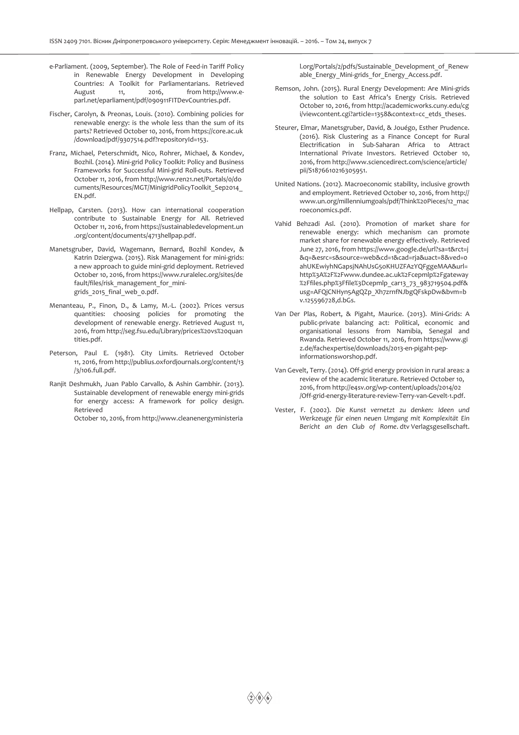e-Parliament. (2009, September). The Role of Feed-in Tariff Policy in Renewable Energy Development in Developing Countries: A Toolkit for Parliamentarians. Retrieved August 11, 2016, from http://www.e-parl.net/eparliament/pdf/090911FITDevCountries.pdf.

Fischer, Carolyn, & Preonas, Louis. (2010). Combining policies for renewable energy: is the whole less than the sum of its parts? Retrieved October 10, 2016, from https://core.ac.uk/download/pdf/9307514.pdf?repositoryId=153.

Franz, Michael, Peterschmidt, Nico, Rohrer, Michael, & Kondev, Bozhil. (2014). Mini-grid Policy Toolkit: Policy and Business Frameworks for Successful Mini-grid Roll-outs. Retrieved October 11, 2016, from http://www.ren21.net/Portals/0/documents/Resources/MGT/MinigridPolicyToolkit_Sep2014_EN.pdf.

Hellpap, Carsten. (2013). How can international cooperation contribute to Sustainable Energy for All. Retrieved October 11, 2016, from https://sustainabledevelopment.un.org/content/documents/4713hellpap.pdf.

Manetsgruber, David, Wagemann, Bernard, Bozhil Kondev, & Katrin Dziergwa. (2015). Risk Management for mini-grids: a new approach to guide mini-grid deployment. Retrieved October 10, 2016, from https://www.ruralelec.org/sites/default/files/risk_management_for_mini-grids_2015_final_web_0.pdf.

Menanteau, P., Finon, D., & Lamy, M.-L. (2002). Prices versus quantities: choosing policies for promoting the development of renewable energy. Retrieved August 11, 2016, from http://seg.fsu.edu/Library/prices%20vs%20quantities.pdf.

Peterson, Paul E. (1981). City Limits. Retrieved October 11, 2016, from http://publius.oxfordjournals.org/content/13/3/106.full.pdf.

Ranjit Deshmukh, Juan Pablo Carvallo, & Ashin Gambhir. (2013). Sustainable development of renewable energy mini-grids for energy access: A framework for policy design. Retrieved October 10, 2016, from http://www.cleanenergyministerial.org/Portals/2/pdfs/Sustainable_Development_of_Renewable_Energy_Mini-grids_for_Energy_Access.pdf.

Remson, John. (2015). Rural Energy Development: Are Mini-grids the solution to East Africa's Energy Crisis. Retrieved October 10, 2016, from http://academicworks.cuny.edu/cgi/viewcontent.cgi?article=1358&context=cc_etds_theses.

Steurer, Elmar, Manetsgruber, David, & Jouégo, Esther Prudence. (2016). Risk Clustering as a Finance Concept for Rural Electrification in Sub-Saharan Africa to Attract International Private Investors. Retrieved October 10, 2016, from http://www.sciencedirect.com/science/article/pii/S1876610216305951.

United Nations. (2012). Macroeconomic stability, inclusive growth and employment. Retrieved October 10, 2016, from http://www.un.org/millenniumgoals/pdf/Think%20Pieces/12_macroeconomics.pdf.

Vahid Behzadi Asl. (2010). Promotion of market share for renewable energy: which mechanism can promote market share for renewable energy effectively. Retrieved June 27, 2016, from https://www.google.de/url?sa=t&rct=j&q=&esrc=s&source=web&cd=1&cad=rja&uact=8&ved=0ahUKEwiyhNGapsjNAhUsG5oKHUZFAzYQFggeMAA&url=http%3A%2F%2Fwww.dundee.ac.uk%2Fcepmlp%2Fgateway%2Ffiles.php%3Ffile%3Dcepmlp_car13_73_983719504.pdf&usg=AFQjCNHyn5AgQZp_Xh7zrnfNJbgQFskpDw&bvm=bv.125596728,d.bGs.

Van Der Plas, Robert, & Pigaht, Maurice. (2013). Mini-Grids: A public-private balancing act: Political, economic and organisational lessons from Namibia, Senegal and Rwanda. Retrieved October 11, 2016, from https://www.giz.de/fachexpertise/downloads/2013-en-pigaht-pep-informationsworshop.pdf.

Van Gevelt, Terry. (2014). Off-grid energy provision in rural areas: a review of the academic literature. Retrieved October 10, 2016, from http://e4sv.org/wp-content/uploads/2014/02/Off-grid-energy-literature-review-Terry-van-Gevelt-1.pdf.

Vester, F. (2002). *Die Kunst vernetzt zu denken: Ideen und Werkzeuge für einen neuen Umgang mit Komplexität Ein Bericht an den Club of Rome*. dtv Verlagsgesellschaft.